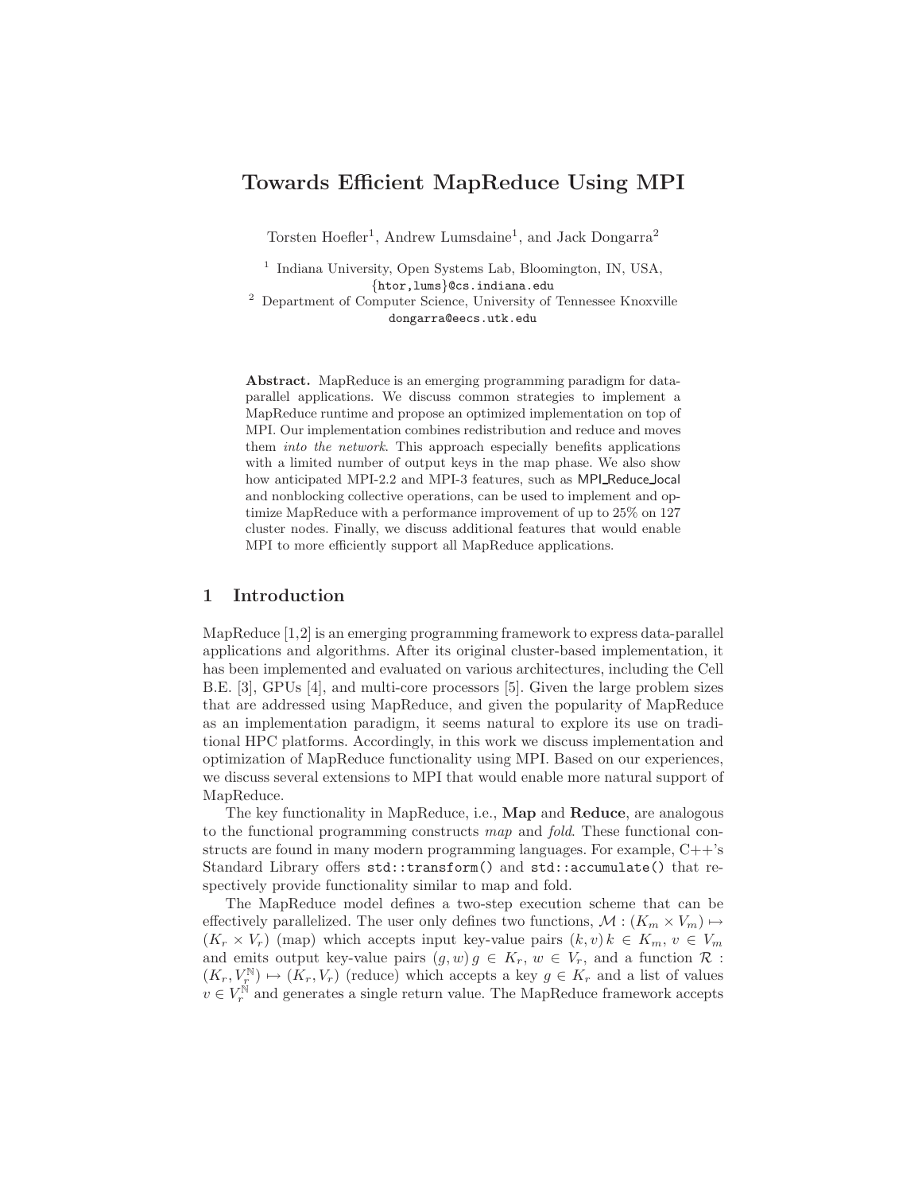# Towards Efficient MapReduce Using MPI

Torsten Hoefler[1], Andrew Lumsdaine[1], and Jack Dongarra[2]

[1] Indiana University, Open Systems Lab, Bloomington, IN, USA, {htor,lums}@cs.indiana.edu

[2] Department of Computer Science, University of Tennessee Knoxville dongarra@eecs.utk.edu

**Abstract.** MapReduce is an emerging programming paradigm for data-parallel applications. We discuss common strategies to implement a MapReduce runtime and propose an optimized implementation on top of MPI. Our implementation combines redistribution and reduce and moves them *into the network*. This approach especially benefits applications with a limited number of output keys in the map phase. We also show how anticipated MPI-2.2 and MPI-3 features, such as MPI_Reduce_local and nonblocking collective operations, can be used to implement and optimize MapReduce with a performance improvement of up to 25% on 127 cluster nodes. Finally, we discuss additional features that would enable MPI to more efficiently support all MapReduce applications.

## 1 Introduction

MapReduce [1,2] is an emerging programming framework to express data-parallel applications and algorithms. After its original cluster-based implementation, it has been implemented and evaluated on various architectures, including the Cell B.E. [3], GPUs [4], and multi-core processors [5]. Given the large problem sizes that are addressed using MapReduce, and given the popularity of MapReduce as an implementation paradigm, it seems natural to explore its use on traditional HPC platforms. Accordingly, in this work we discuss implementation and optimization of MapReduce functionality using MPI. Based on our experiences, we discuss several extensions to MPI that would enable more natural support of MapReduce.

The key functionality in MapReduce, i.e., **Map** and **Reduce**, are analogous to the functional programming constructs *map* and *fold*. These functional constructs are found in many modern programming languages. For example, C++'s Standard Library offers `std::transform()` and `std::accumulate()` that respectively provide functionality similar to map and fold.

The MapReduce model defines a two-step execution scheme that can be effectively parallelized. The user only defines two functions, $\mathcal{M} : (K_m \times V_m) \mapsto (K_r \times V_r)$ (map) which accepts input key-value pairs $(k, v)\, k \in K_m,\, v \in V_m$ and emits output key-value pairs $(g, w)\, g \in K_r,\, w \in V_r$, and a function $\mathcal{R} : (K_r, V_r^{\mathbb{N}}) \mapsto (K_r, V_r)$ (reduce) which accepts a key $g \in K_r$ and a list of values $v \in V_r^{\mathbb{N}}$ and generates a single return value. The MapReduce framework accepts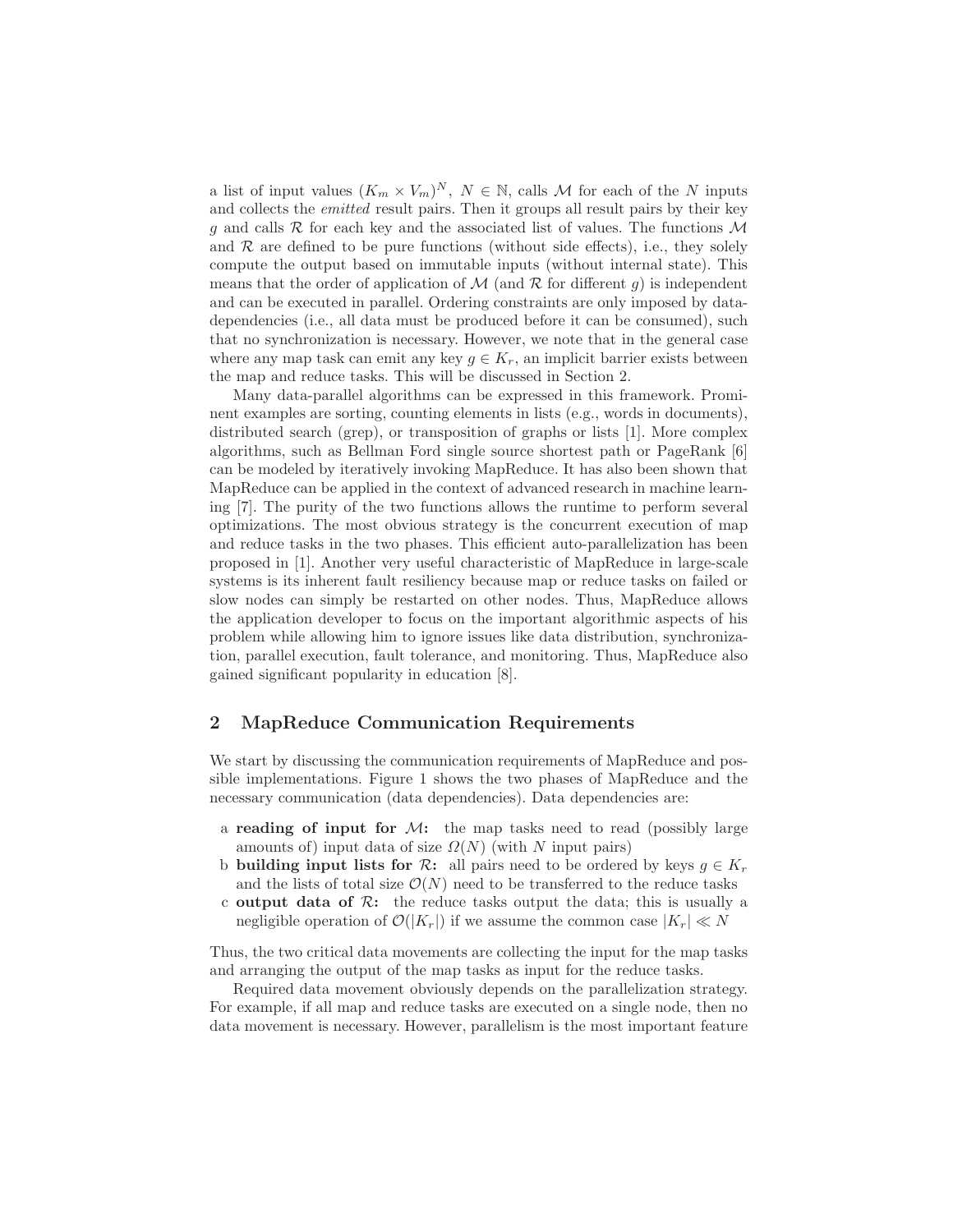a list of input values $(K_m \times V_m)^N$, $N \in \mathbb{N}$, calls $\mathcal{M}$ for each of the $N$ inputs and collects the *emitted* result pairs. Then it groups all result pairs by their key $g$ and calls $\mathcal{R}$ for each key and the associated list of values. The functions $\mathcal{M}$ and $\mathcal{R}$ are defined to be pure functions (without side effects), i.e., they solely compute the output based on immutable inputs (without internal state). This means that the order of application of $\mathcal{M}$ (and $\mathcal{R}$ for different $g$) is independent and can be executed in parallel. Ordering constraints are only imposed by data-dependencies (i.e., all data must be produced before it can be consumed), such that no synchronization is necessary. However, we note that in the general case where any map task can emit any key $g \in K_r$, an implicit barrier exists between the map and reduce tasks. This will be discussed in Section 2.

Many data-parallel algorithms can be expressed in this framework. Prominent examples are sorting, counting elements in lists (e.g., words in documents), distributed search (grep), or transposition of graphs or lists [1]. More complex algorithms, such as Bellman Ford single source shortest path or PageRank [6] can be modeled by iteratively invoking MapReduce. It has also been shown that MapReduce can be applied in the context of advanced research in machine learning [7]. The purity of the two functions allows the runtime to perform several optimizations. The most obvious strategy is the concurrent execution of map and reduce tasks in the two phases. This efficient auto-parallelization has been proposed in [1]. Another very useful characteristic of MapReduce in large-scale systems is its inherent fault resiliency because map or reduce tasks on failed or slow nodes can simply be restarted on other nodes. Thus, MapReduce allows the application developer to focus on the important algorithmic aspects of his problem while allowing him to ignore issues like data distribution, synchronization, parallel execution, fault tolerance, and monitoring. Thus, MapReduce also gained significant popularity in education [8].

## 2 MapReduce Communication Requirements

We start by discussing the communication requirements of MapReduce and possible implementations. Figure 1 shows the two phases of MapReduce and the necessary communication (data dependencies). Data dependencies are:

a **reading of input for $\mathcal{M}$:** the map tasks need to read (possibly large amounts of) input data of size $\Omega(N)$ (with $N$ input pairs)

b **building input lists for $\mathcal{R}$:** all pairs need to be ordered by keys $g \in K_r$ and the lists of total size $\mathcal{O}(N)$ need to be transferred to the reduce tasks

c **output data of $\mathcal{R}$:** the reduce tasks output the data; this is usually a negligible operation of $\mathcal{O}(|K_r|)$ if we assume the common case $|K_r| \ll N$

Thus, the two critical data movements are collecting the input for the map tasks and arranging the output of the map tasks as input for the reduce tasks.

Required data movement obviously depends on the parallelization strategy. For example, if all map and reduce tasks are executed on a single node, then no data movement is necessary. However, parallelism is the most important feature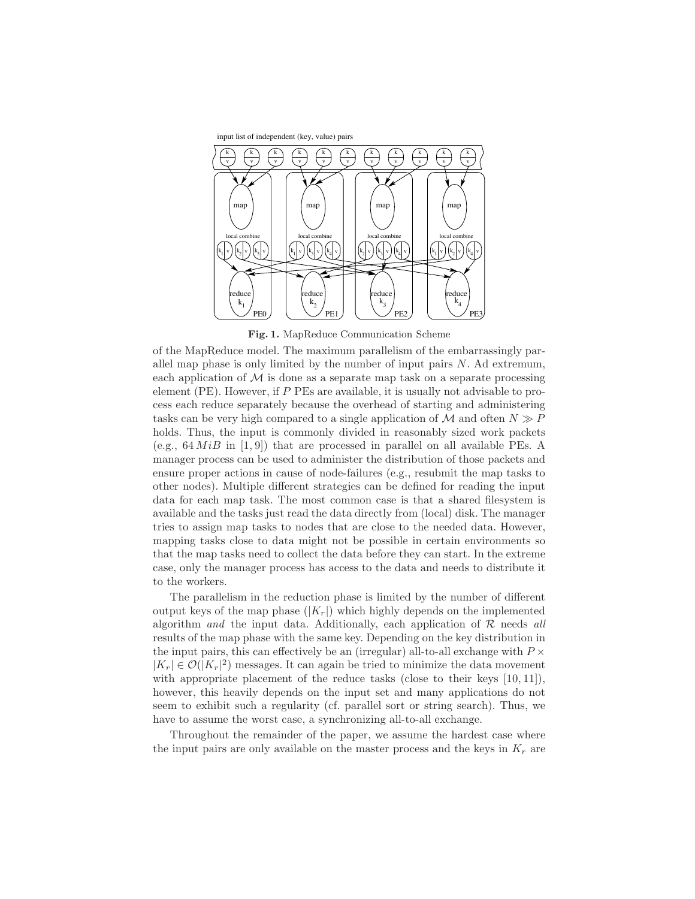input list of independent (key, value) pairs

map

local combine

reduce $k_1$

PE0

reduce $k_2$

PE1

reduce $k_3$

PE2

reduce $k_4$

PE3

**Fig. 1.** MapReduce Communication Scheme

of the MapReduce model. The maximum parallelism of the embarrassingly parallel map phase is only limited by the number of input pairs $N$. Ad extremum, each application of $\mathcal{M}$ is done as a separate map task on a separate processing element (PE). However, if $P$ PEs are available, it is usually not advisable to process each reduce separately because the overhead of starting and administering tasks can be very high compared to a single application of $\mathcal{M}$ and often $N \gg P$ holds. Thus, the input is commonly divided in reasonably sized work packets (e.g., $64\,MiB$ in [1, 9]) that are processed in parallel on all available PEs. A manager process can be used to administer the distribution of those packets and ensure proper actions in cause of node-failures (e.g., resubmit the map tasks to other nodes). Multiple different strategies can be defined for reading the input data for each map task. The most common case is that a shared filesystem is available and the tasks just read the data directly from (local) disk. The manager tries to assign map tasks to nodes that are close to the needed data. However, mapping tasks close to data might not be possible in certain environments so that the map tasks need to collect the data before they can start. In the extreme case, only the manager process has access to the data and needs to distribute it to the workers.

The parallelism in the reduction phase is limited by the number of different output keys of the map phase ($|K_r|$) which highly depends on the implemented algorithm *and* the input data. Additionally, each application of $\mathcal{R}$ needs *all* results of the map phase with the same key. Depending on the key distribution in the input pairs, this can effectively be an (irregular) all-to-all exchange with $P \times |K_r| \in \mathcal{O}(|K_r|^2)$ messages. It can again be tried to minimize the data movement with appropriate placement of the reduce tasks (close to their keys [10, 11]), however, this heavily depends on the input set and many applications do not seem to exhibit such a regularity (cf. parallel sort or string search). Thus, we have to assume the worst case, a synchronizing all-to-all exchange.

Throughout the remainder of the paper, we assume the hardest case where the input pairs are only available on the master process and the keys in $K_r$ are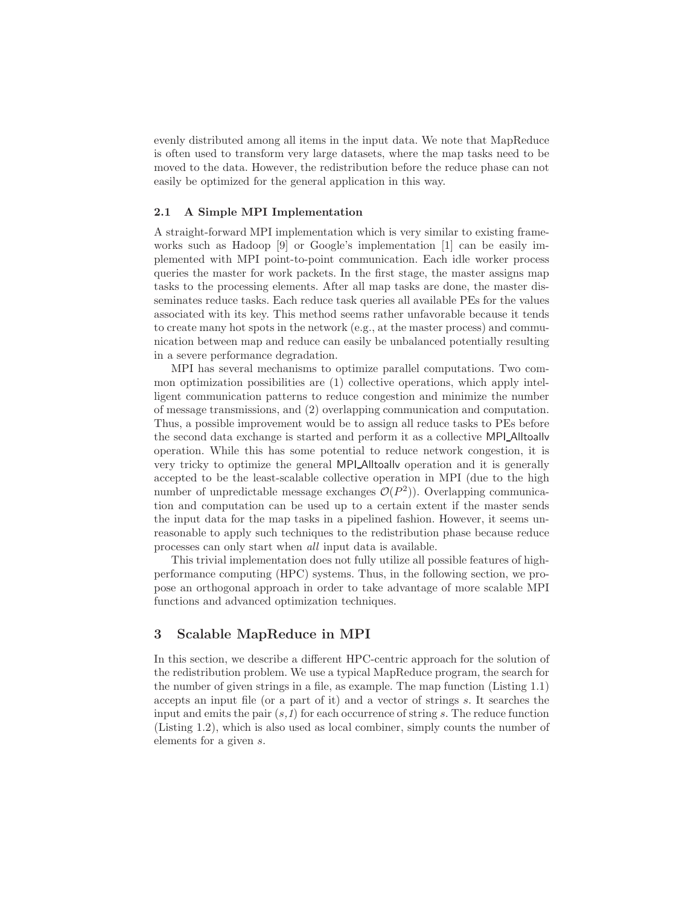evenly distributed among all items in the input data. We note that MapReduce is often used to transform very large datasets, where the map tasks need to be moved to the data. However, the redistribution before the reduce phase can not easily be optimized for the general application in this way.

### 2.1 A Simple MPI Implementation

A straight-forward MPI implementation which is very similar to existing frameworks such as Hadoop [9] or Google's implementation [1] can be easily implemented with MPI point-to-point communication. Each idle worker process queries the master for work packets. In the first stage, the master assigns map tasks to the processing elements. After all map tasks are done, the master disseminates reduce tasks. Each reduce task queries all available PEs for the values associated with its key. This method seems rather unfavorable because it tends to create many hot spots in the network (e.g., at the master process) and communication between map and reduce can easily be unbalanced potentially resulting in a severe performance degradation.

MPI has several mechanisms to optimize parallel computations. Two common optimization possibilities are (1) collective operations, which apply intelligent communication patterns to reduce congestion and minimize the number of message transmissions, and (2) overlapping communication and computation. Thus, a possible improvement would be to assign all reduce tasks to PEs before the second data exchange is started and perform it as a collective MPI_Alltoallv operation. While this has some potential to reduce network congestion, it is very tricky to optimize the general MPI_Alltoallv operation and it is generally accepted to be the least-scalable collective operation in MPI (due to the high number of unpredictable message exchanges $\mathcal{O}(P^2)$). Overlapping communication and computation can be used up to a certain extent if the master sends the input data for the map tasks in a pipelined fashion. However, it seems unreasonable to apply such techniques to the redistribution phase because reduce processes can only start when *all* input data is available.

This trivial implementation does not fully utilize all possible features of high-performance computing (HPC) systems. Thus, in the following section, we propose an orthogonal approach in order to take advantage of more scalable MPI functions and advanced optimization techniques.

## 3 Scalable MapReduce in MPI

In this section, we describe a different HPC-centric approach for the solution of the redistribution problem. We use a typical MapReduce program, the search for the number of given strings in a file, as example. The map function (Listing 1.1) accepts an input file (or a part of it) and a vector of strings $s$. It searches the input and emits the pair $(s,1)$ for each occurrence of string $s$. The reduce function (Listing 1.2), which is also used as local combiner, simply counts the number of elements for a given $s$.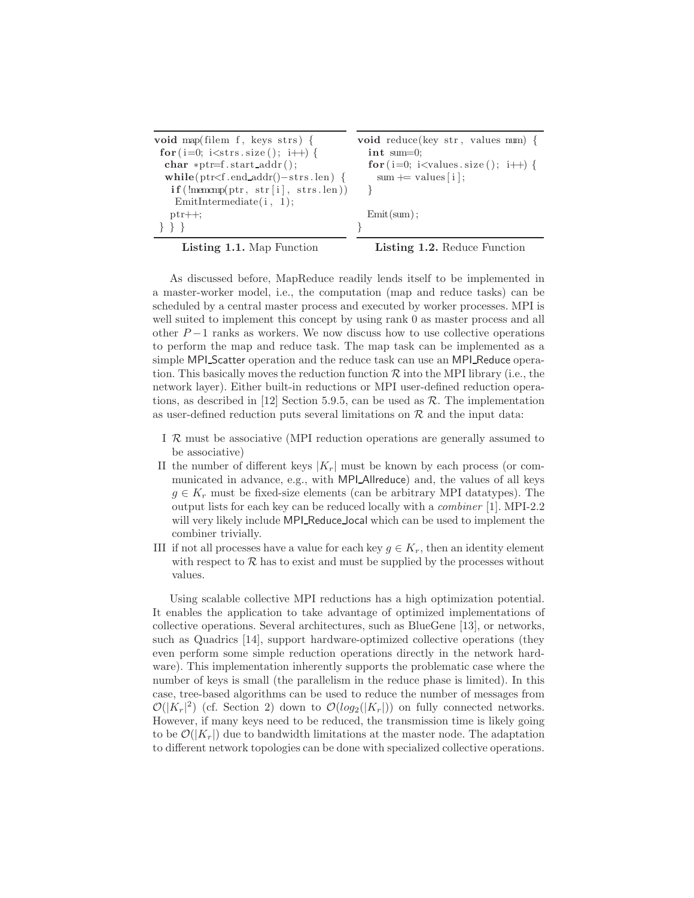```
void map(filem f, keys strs) {
 for(i=0; i<strs.size(); i++) {
  char *ptr=f.start_addr();
  while(ptr<f.end_addr()-strs.len) {
   if(!memcmp(ptr, str[i], strs.len))
    EmitIntermediate(i, 1);
   ptr++;
 } } }
```

**Listing 1.1.** Map Function

```
void reduce(key str, values num) {
  int sum=0;
  for(i=0; i<values.size(); i++) {
    sum += values[i];
  }

  Emit(sum);
}
```

**Listing 1.2.** Reduce Function

As discussed before, MapReduce readily lends itself to be implemented in a master-worker model, i.e., the computation (map and reduce tasks) can be scheduled by a central master process and executed by worker processes. MPI is well suited to implement this concept by using rank 0 as master process and all other $P-1$ ranks as workers. We now discuss how to use collective operations to perform the map and reduce task. The map task can be implemented as a simple MPI_Scatter operation and the reduce task can use an MPI_Reduce operation. This basically moves the reduction function $\mathcal{R}$ into the MPI library (i.e., the network layer). Either built-in reductions or MPI user-defined reduction operations, as described in [12] Section 5.9.5, can be used as $\mathcal{R}$. The implementation as user-defined reduction puts several limitations on $\mathcal{R}$ and the input data:

- I $\mathcal{R}$ must be associative (MPI reduction operations are generally assumed to be associative)
- II the number of different keys $|K_r|$ must be known by each process (or communicated in advance, e.g., with MPI_Allreduce) and, the values of all keys $g \in K_r$ must be fixed-size elements (can be arbitrary MPI datatypes). The output lists for each key can be reduced locally with a *combiner* [1]. MPI-2.2 will very likely include MPI_Reduce_local which can be used to implement the combiner trivially.
- III if not all processes have a value for each key $g \in K_r$, then an identity element with respect to $\mathcal{R}$ has to exist and must be supplied by the processes without values.

Using scalable collective MPI reductions has a high optimization potential. It enables the application to take advantage of optimized implementations of collective operations. Several architectures, such as BlueGene [13], or networks, such as Quadrics [14], support hardware-optimized collective operations (they even perform some simple reduction operations directly in the network hardware). This implementation inherently supports the problematic case where the number of keys is small (the parallelism in the reduce phase is limited). In this case, tree-based algorithms can be used to reduce the number of messages from $\mathcal{O}(|K_r|^2)$ (cf. Section 2) down to $\mathcal{O}(log_2(|K_r|))$ on fully connected networks. However, if many keys need to be reduced, the transmission time is likely going to be $\mathcal{O}(|K_r|)$ due to bandwidth limitations at the master node. The adaptation to different network topologies can be done with specialized collective operations.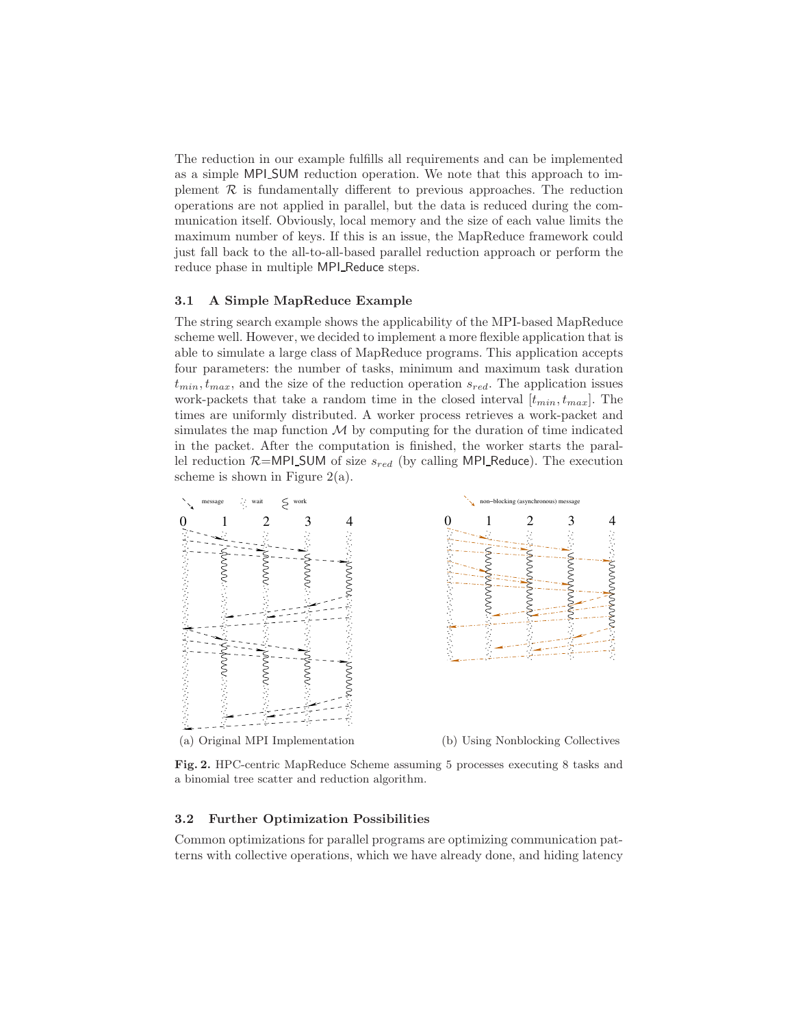The reduction in our example fulfills all requirements and can be implemented as a simple MPI_SUM reduction operation. We note that this approach to implement $\mathcal{R}$ is fundamentally different to previous approaches. The reduction operations are not applied in parallel, but the data is reduced during the communication itself. Obviously, local memory and the size of each value limits the maximum number of keys. If this is an issue, the MapReduce framework could just fall back to the all-to-all-based parallel reduction approach or perform the reduce phase in multiple MPI_Reduce steps.

### 3.1 A Simple MapReduce Example

The string search example shows the applicability of the MPI-based MapReduce scheme well. However, we decided to implement a more flexible application that is able to simulate a large class of MapReduce programs. This application accepts four parameters: the number of tasks, minimum and maximum task duration $t_{min}, t_{max}$, and the size of the reduction operation $s_{red}$. The application issues work-packets that take a random time in the closed interval $[t_{min}, t_{max}]$. The times are uniformly distributed. A worker process retrieves a work-packet and simulates the map function $\mathcal{M}$ by computing for the duration of time indicated in the packet. After the computation is finished, the worker starts the parallel reduction $\mathcal{R}$=MPI_SUM of size $s_{red}$ (by calling MPI_Reduce). The execution scheme is shown in Figure 2(a).

(a) Original MPI Implementation

(b) Using Nonblocking Collectives

**Fig. 2.** HPC-centric MapReduce Scheme assuming 5 processes executing 8 tasks and a binomial tree scatter and reduction algorithm.

### 3.2 Further Optimization Possibilities

Common optimizations for parallel programs are optimizing communication patterns with collective operations, which we have already done, and hiding latency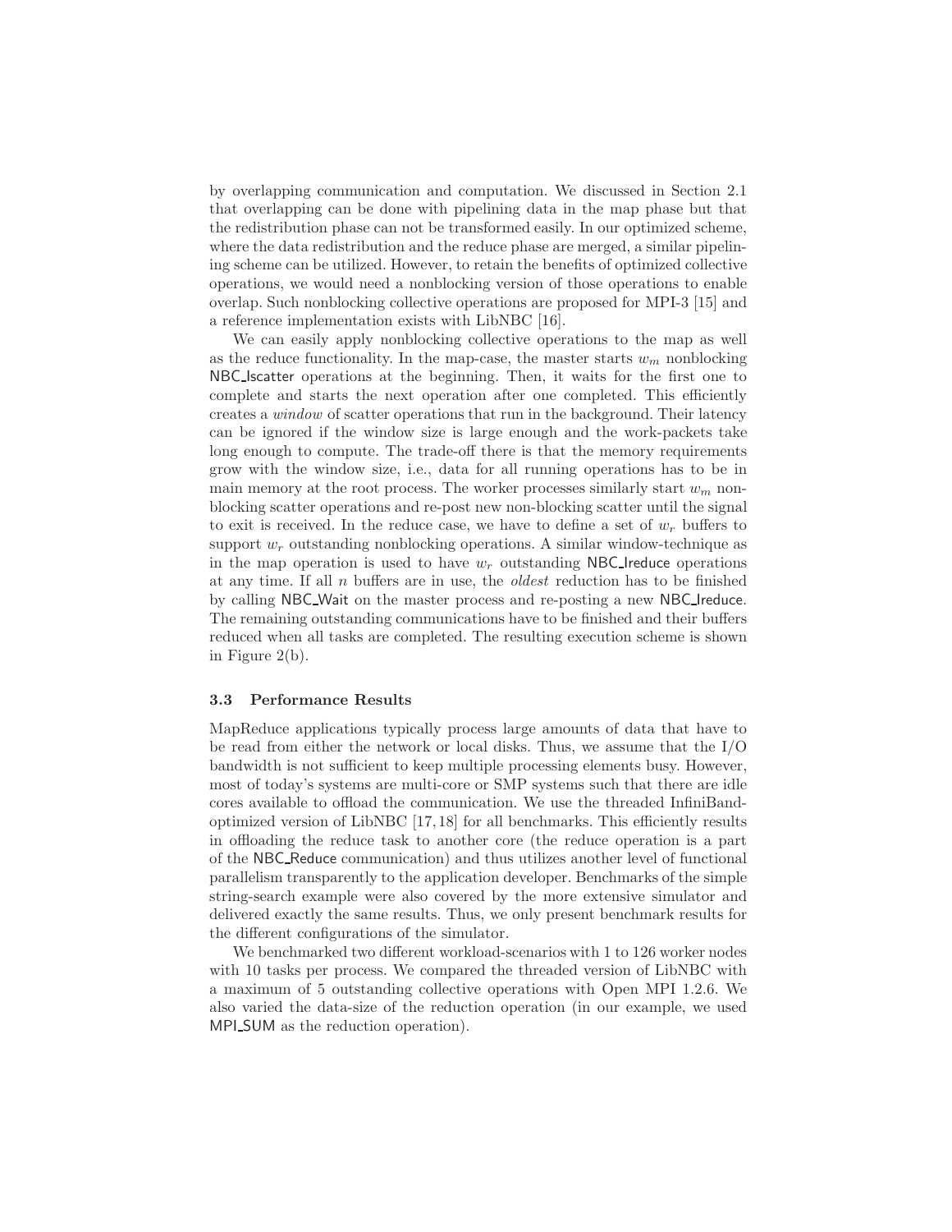by overlapping communication and computation. We discussed in Section 2.1 that overlapping can be done with pipelining data in the map phase but that the redistribution phase can not be transformed easily. In our optimized scheme, where the data redistribution and the reduce phase are merged, a similar pipelining scheme can be utilized. However, to retain the benefits of optimized collective operations, we would need a nonblocking version of those operations to enable overlap. Such nonblocking collective operations are proposed for MPI-3 [15] and a reference implementation exists with LibNBC [16].

We can easily apply nonblocking collective operations to the map as well as the reduce functionality. In the map-case, the master starts $w_m$ nonblocking NBC_Iscatter operations at the beginning. Then, it waits for the first one to complete and starts the next operation after one completed. This efficiently creates a *window* of scatter operations that run in the background. Their latency can be ignored if the window size is large enough and the work-packets take long enough to compute. The trade-off there is that the memory requirements grow with the window size, i.e., data for all running operations has to be in main memory at the root process. The worker processes similarly start $w_m$ nonblocking scatter operations and re-post new non-blocking scatter until the signal to exit is received. In the reduce case, we have to define a set of $w_r$ buffers to support $w_r$ outstanding nonblocking operations. A similar window-technique as in the map operation is used to have $w_r$ outstanding NBC_Ireduce operations at any time. If all $n$ buffers are in use, the *oldest* reduction has to be finished by calling NBC_Wait on the master process and re-posting a new NBC_Ireduce. The remaining outstanding communications have to be finished and their buffers reduced when all tasks are completed. The resulting execution scheme is shown in Figure 2(b).

### 3.3 Performance Results

MapReduce applications typically process large amounts of data that have to be read from either the network or local disks. Thus, we assume that the I/O bandwidth is not sufficient to keep multiple processing elements busy. However, most of today's systems are multi-core or SMP systems such that there are idle cores available to offload the communication. We use the threaded InfiniBand-optimized version of LibNBC [17,18] for all benchmarks. This efficiently results in offloading the reduce task to another core (the reduce operation is a part of the NBC_Reduce communication) and thus utilizes another level of functional parallelism transparently to the application developer. Benchmarks of the simple string-search example were also covered by the more extensive simulator and delivered exactly the same results. Thus, we only present benchmark results for the different configurations of the simulator.

We benchmarked two different workload-scenarios with 1 to 126 worker nodes with 10 tasks per process. We compared the threaded version of LibNBC with a maximum of 5 outstanding collective operations with Open MPI 1.2.6. We also varied the data-size of the reduction operation (in our example, we used MPI_SUM as the reduction operation).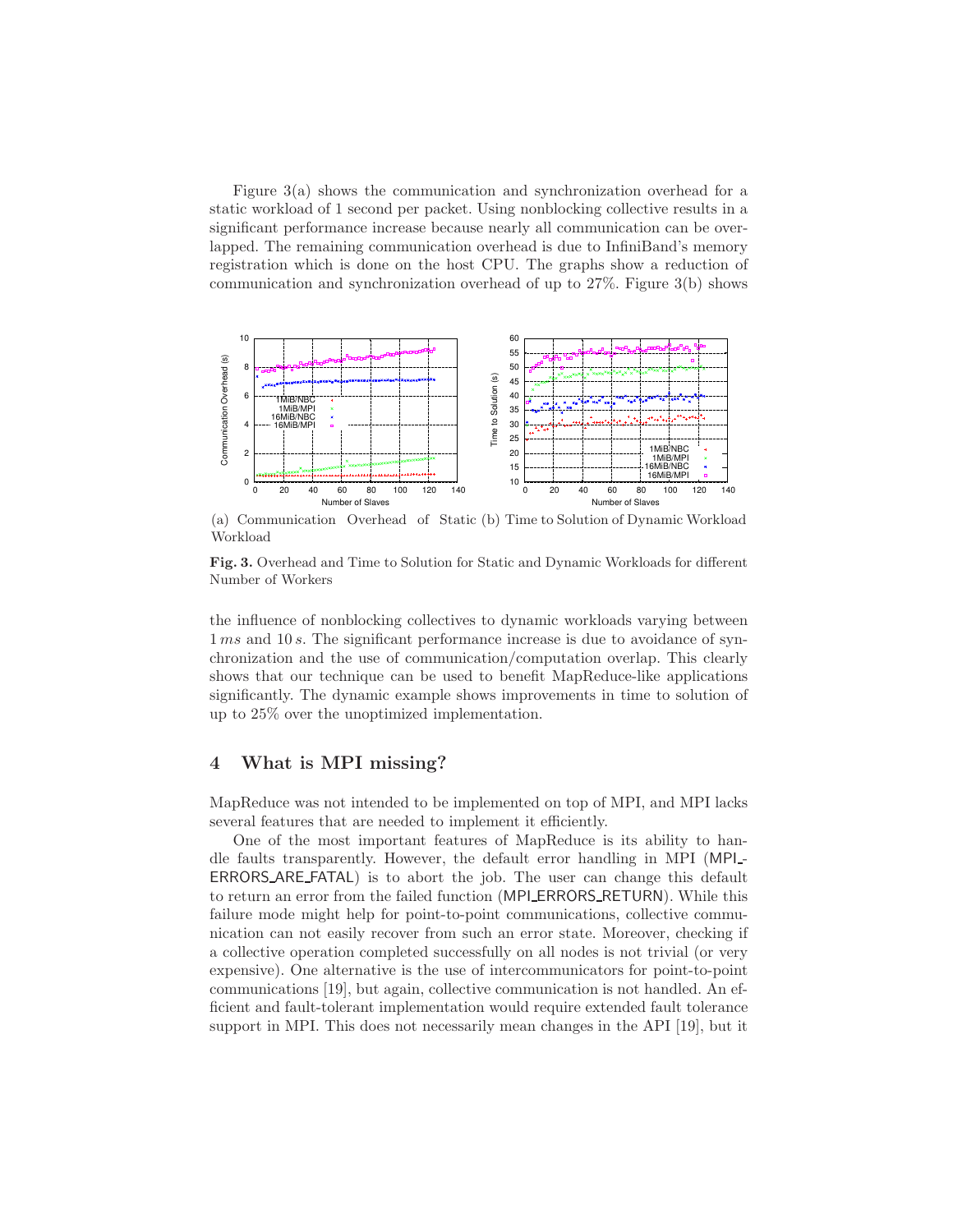Figure 3(a) shows the communication and synchronization overhead for a static workload of 1 second per packet. Using nonblocking collective results in a significant performance increase because nearly all communication can be overlapped. The remaining communication overhead is due to InfiniBand's memory registration which is done on the host CPU. The graphs show a reduction of communication and synchronization overhead of up to 27%. Figure 3(b) shows

(a) Communication Overhead of Static Workload (b) Time to Solution of Dynamic Workload

**Fig. 3.** Overhead and Time to Solution for Static and Dynamic Workloads for different Number of Workers

the influence of nonblocking collectives to dynamic workloads varying between $1\,ms$ and $10\,s$. The significant performance increase is due to avoidance of synchronization and the use of communication/computation overlap. This clearly shows that our technique can be used to benefit MapReduce-like applications significantly. The dynamic example shows improvements in time to solution of up to 25% over the unoptimized implementation.

## 4 What is MPI missing?

MapReduce was not intended to be implemented on top of MPI, and MPI lacks several features that are needed to implement it efficiently.

One of the most important features of MapReduce is its ability to handle faults transparently. However, the default error handling in MPI (MPI_ERRORS_ARE_FATAL) is to abort the job. The user can change this default to return an error from the failed function (MPI_ERRORS_RETURN). While this failure mode might help for point-to-point communications, collective communication can not easily recover from such an error state. Moreover, checking if a collective operation completed successfully on all nodes is not trivial (or very expensive). One alternative is the use of intercommunicators for point-to-point communications [19], but again, collective communication is not handled. An efficient and fault-tolerant implementation would require extended fault tolerance support in MPI. This does not necessarily mean changes in the API [19], but it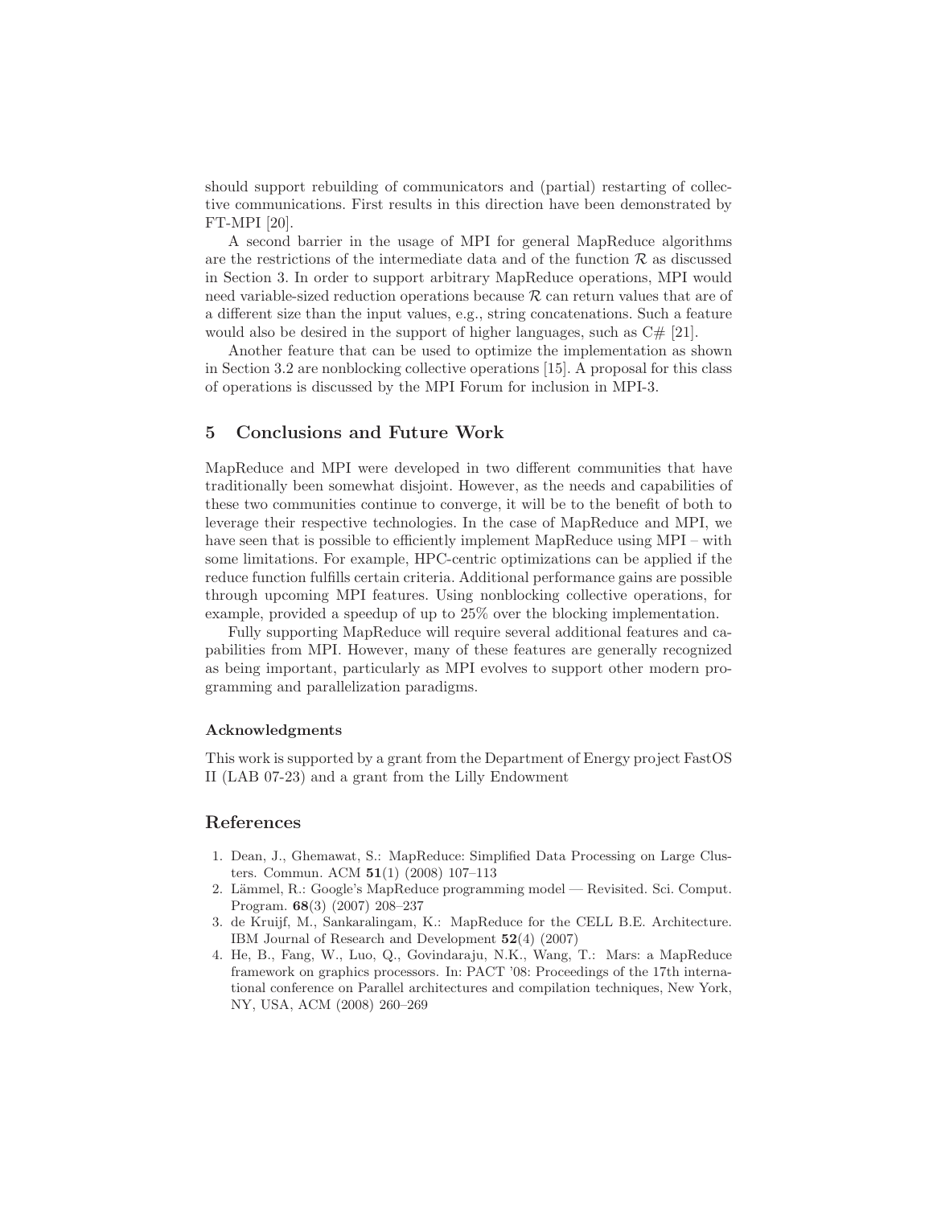should support rebuilding of communicators and (partial) restarting of collective communications. First results in this direction have been demonstrated by FT-MPI [20].

A second barrier in the usage of MPI for general MapReduce algorithms are the restrictions of the intermediate data and of the function $\mathcal{R}$ as discussed in Section 3. In order to support arbitrary MapReduce operations, MPI would need variable-sized reduction operations because $\mathcal{R}$ can return values that are of a different size than the input values, e.g., string concatenations. Such a feature would also be desired in the support of higher languages, such as C# [21].

Another feature that can be used to optimize the implementation as shown in Section 3.2 are nonblocking collective operations [15]. A proposal for this class of operations is discussed by the MPI Forum for inclusion in MPI-3.

## 5 Conclusions and Future Work

MapReduce and MPI were developed in two different communities that have traditionally been somewhat disjoint. However, as the needs and capabilities of these two communities continue to converge, it will be to the benefit of both to leverage their respective technologies. In the case of MapReduce and MPI, we have seen that is possible to efficiently implement MapReduce using MPI – with some limitations. For example, HPC-centric optimizations can be applied if the reduce function fulfills certain criteria. Additional performance gains are possible through upcoming MPI features. Using nonblocking collective operations, for example, provided a speedup of up to 25% over the blocking implementation.

Fully supporting MapReduce will require several additional features and capabilities from MPI. However, many of these features are generally recognized as being important, particularly as MPI evolves to support other modern programming and parallelization paradigms.

### Acknowledgments

This work is supported by a grant from the Department of Energy project FastOS II (LAB 07-23) and a grant from the Lilly Endowment

## References

1. Dean, J., Ghemawat, S.: MapReduce: Simplified Data Processing on Large Clusters. Commun. ACM **51**(1) (2008) 107–113
2. Lämmel, R.: Google's MapReduce programming model — Revisited. Sci. Comput. Program. **68**(3) (2007) 208–237
3. de Kruijf, M., Sankaralingam, K.: MapReduce for the CELL B.E. Architecture. IBM Journal of Research and Development **52**(4) (2007)
4. He, B., Fang, W., Luo, Q., Govindaraju, N.K., Wang, T.: Mars: a MapReduce framework on graphics processors. In: PACT '08: Proceedings of the 17th international conference on Parallel architectures and compilation techniques, New York, NY, USA, ACM (2008) 260–269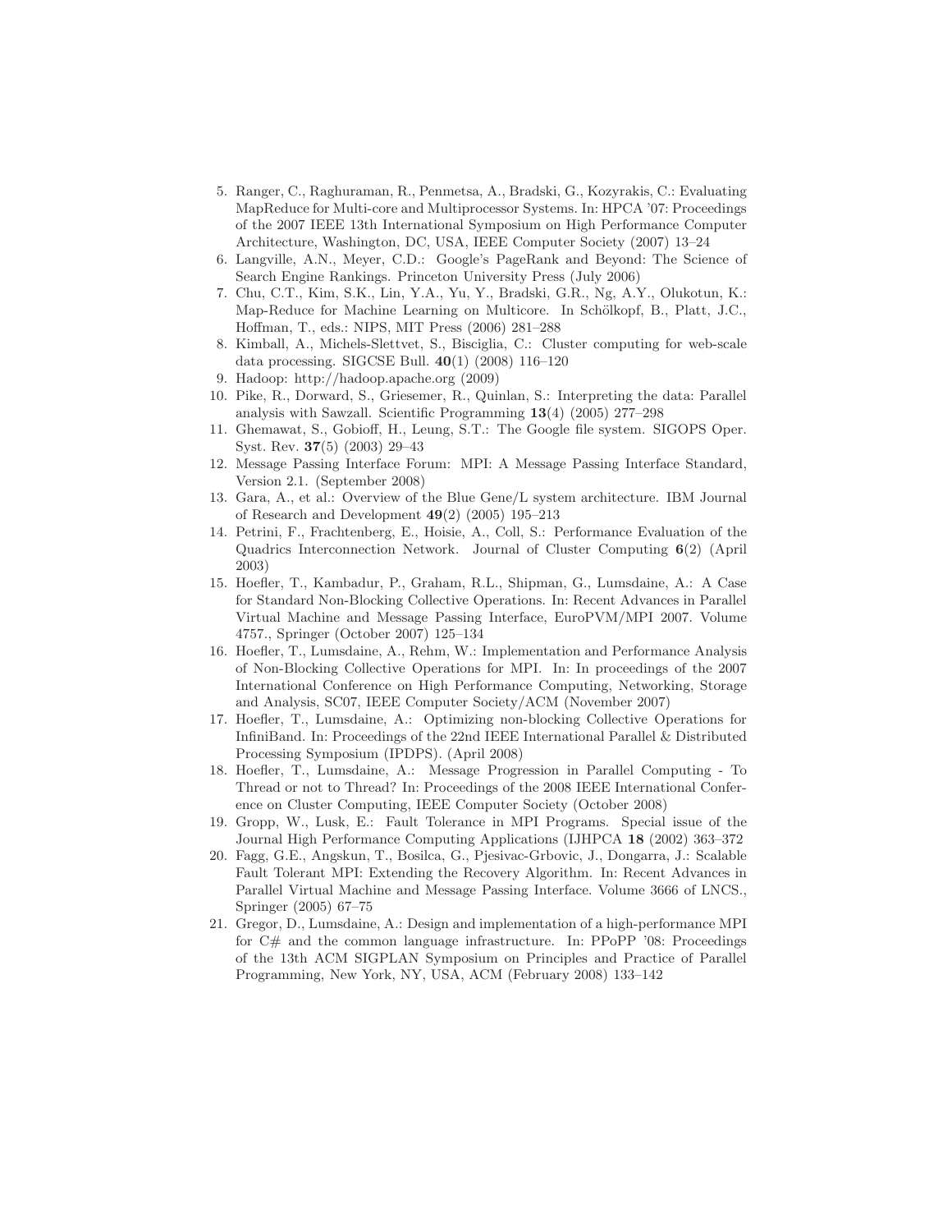5. Ranger, C., Raghuraman, R., Penmetsa, A., Bradski, G., Kozyrakis, C.: Evaluating MapReduce for Multi-core and Multiprocessor Systems. In: HPCA '07: Proceedings of the 2007 IEEE 13th International Symposium on High Performance Computer Architecture, Washington, DC, USA, IEEE Computer Society (2007) 13–24
6. Langville, A.N., Meyer, C.D.: Google's PageRank and Beyond: The Science of Search Engine Rankings. Princeton University Press (July 2006)
7. Chu, C.T., Kim, S.K., Lin, Y.A., Yu, Y., Bradski, G.R., Ng, A.Y., Olukotun, K.: Map-Reduce for Machine Learning on Multicore. In Schölkopf, B., Platt, J.C., Hoffman, T., eds.: NIPS, MIT Press (2006) 281–288
8. Kimball, A., Michels-Slettvet, S., Bisciglia, C.: Cluster computing for web-scale data processing. SIGCSE Bull. **40**(1) (2008) 116–120
9. Hadoop: http://hadoop.apache.org (2009)
10. Pike, R., Dorward, S., Griesemer, R., Quinlan, S.: Interpreting the data: Parallel analysis with Sawzall. Scientific Programming **13**(4) (2005) 277–298
11. Ghemawat, S., Gobioff, H., Leung, S.T.: The Google file system. SIGOPS Oper. Syst. Rev. **37**(5) (2003) 29–43
12. Message Passing Interface Forum: MPI: A Message Passing Interface Standard, Version 2.1. (September 2008)
13. Gara, A., et al.: Overview of the Blue Gene/L system architecture. IBM Journal of Research and Development **49**(2) (2005) 195–213
14. Petrini, F., Frachtenberg, E., Hoisie, A., Coll, S.: Performance Evaluation of the Quadrics Interconnection Network. Journal of Cluster Computing **6**(2) (April 2003)
15. Hoefler, T., Kambadur, P., Graham, R.L., Shipman, G., Lumsdaine, A.: A Case for Standard Non-Blocking Collective Operations. In: Recent Advances in Parallel Virtual Machine and Message Passing Interface, EuroPVM/MPI 2007. Volume 4757., Springer (October 2007) 125–134
16. Hoefler, T., Lumsdaine, A., Rehm, W.: Implementation and Performance Analysis of Non-Blocking Collective Operations for MPI. In: In proceedings of the 2007 International Conference on High Performance Computing, Networking, Storage and Analysis, SC07, IEEE Computer Society/ACM (November 2007)
17. Hoefler, T., Lumsdaine, A.: Optimizing non-blocking Collective Operations for InfiniBand. In: Proceedings of the 22nd IEEE International Parallel & Distributed Processing Symposium (IPDPS). (April 2008)
18. Hoefler, T., Lumsdaine, A.: Message Progression in Parallel Computing - To Thread or not to Thread? In: Proceedings of the 2008 IEEE International Conference on Cluster Computing, IEEE Computer Society (October 2008)
19. Gropp, W., Lusk, E.: Fault Tolerance in MPI Programs. Special issue of the Journal High Performance Computing Applications (IJHPCA **18** (2002) 363–372
20. Fagg, G.E., Angskun, T., Bosilca, G., Pjesivac-Grbovic, J., Dongarra, J.: Scalable Fault Tolerant MPI: Extending the Recovery Algorithm. In: Recent Advances in Parallel Virtual Machine and Message Passing Interface. Volume 3666 of LNCS., Springer (2005) 67–75
21. Gregor, D., Lumsdaine, A.: Design and implementation of a high-performance MPI for C# and the common language infrastructure. In: PPoPP '08: Proceedings of the 13th ACM SIGPLAN Symposium on Principles and Practice of Parallel Programming, New York, NY, USA, ACM (February 2008) 133–142